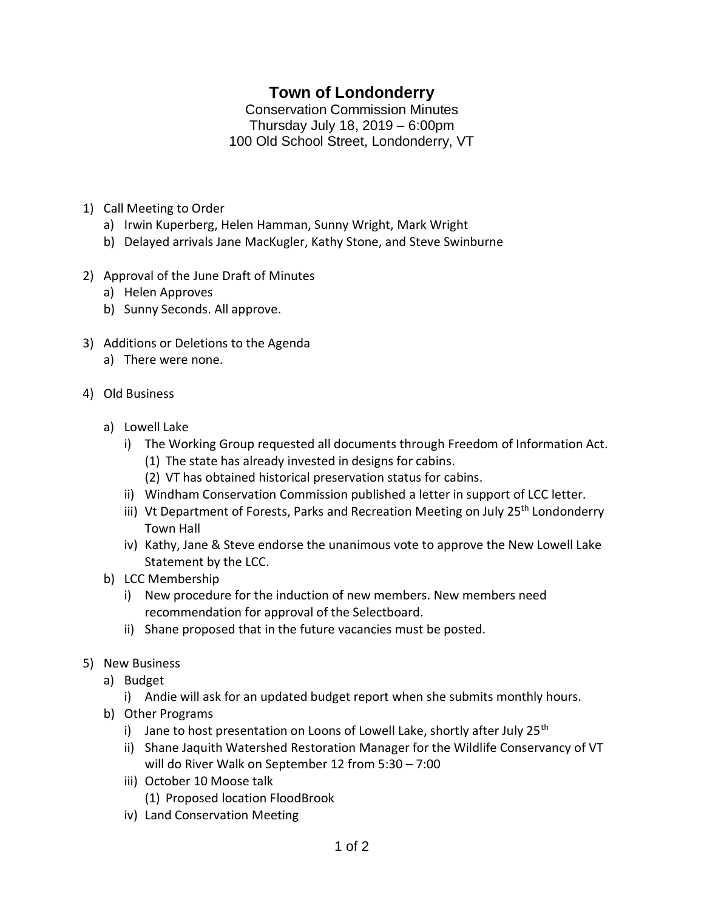# Town of Londonderry

Conservation Commission Minutes
Thursday July 18, 2019 – 6:00pm
100 Old School Street, Londonderry, VT

1) Call Meeting to Order
   a) Irwin Kuperberg, Helen Hamman, Sunny Wright, Mark Wright
   b) Delayed arrivals Jane MacKugler, Kathy Stone, and Steve Swinburne

2) Approval of the June Draft of Minutes
   a) Helen Approves
   b) Sunny Seconds. All approve.

3) Additions or Deletions to the Agenda
   a) There were none.

4) Old Business
   a) Lowell Lake
      i) The Working Group requested all documents through Freedom of Information Act.
         (1) The state has already invested in designs for cabins.
         (2) VT has obtained historical preservation status for cabins.
      ii) Windham Conservation Commission published a letter in support of LCC letter.
      iii) Vt Department of Forests, Parks and Recreation Meeting on July 25th Londonderry Town Hall
      iv) Kathy, Jane & Steve endorse the unanimous vote to approve the New Lowell Lake Statement by the LCC.
   b) LCC Membership
      i) New procedure for the induction of new members. New members need recommendation for approval of the Selectboard.
      ii) Shane proposed that in the future vacancies must be posted.

5) New Business
   a) Budget
      i) Andie will ask for an updated budget report when she submits monthly hours.
   b) Other Programs
      i) Jane to host presentation on Loons of Lowell Lake, shortly after July 25th
      ii) Shane Jaquith Watershed Restoration Manager for the Wildlife Conservancy of VT will do River Walk on September 12 from 5:30 – 7:00
      iii) October 10 Moose talk
         (1) Proposed location FloodBrook
      iv) Land Conservation Meeting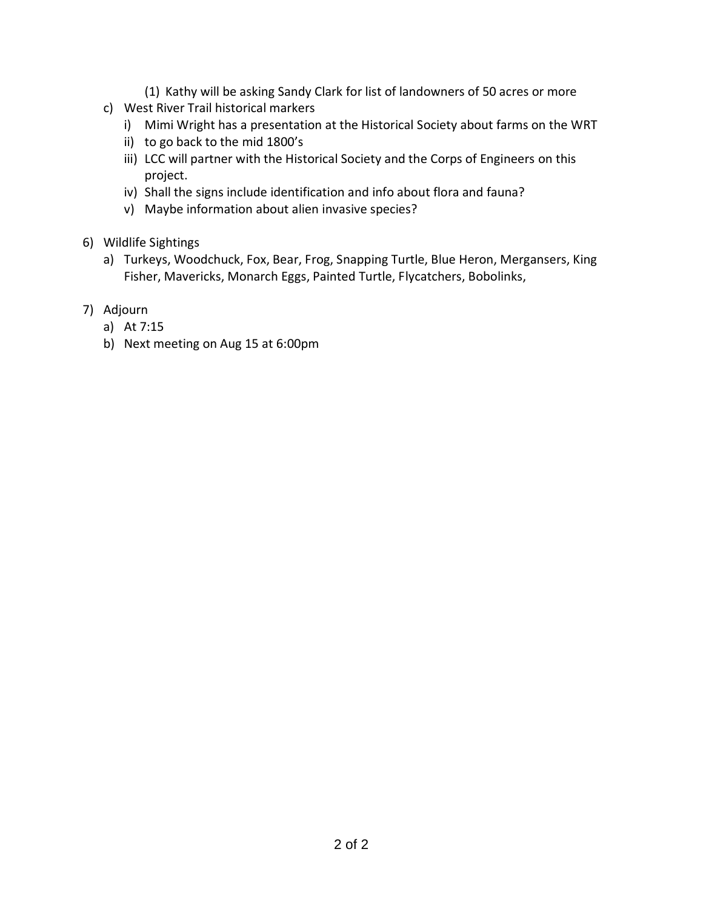(1) Kathy will be asking Sandy Clark for list of landowners of 50 acres or more

    c) West River Trail historical markers
        i) Mimi Wright has a presentation at the Historical Society about farms on the WRT
        ii) to go back to the mid 1800's
        iii) LCC will partner with the Historical Society and the Corps of Engineers on this project.
        iv) Shall the signs include identification and info about flora and fauna?
        v) Maybe information about alien invasive species?

6) Wildlife Sightings
    a) Turkeys, Woodchuck, Fox, Bear, Frog, Snapping Turtle, Blue Heron, Mergansers, King Fisher, Mavericks, Monarch Eggs, Painted Turtle, Flycatchers, Bobolinks,

7) Adjourn
    a) At 7:15
    b) Next meeting on Aug 15 at 6:00pm